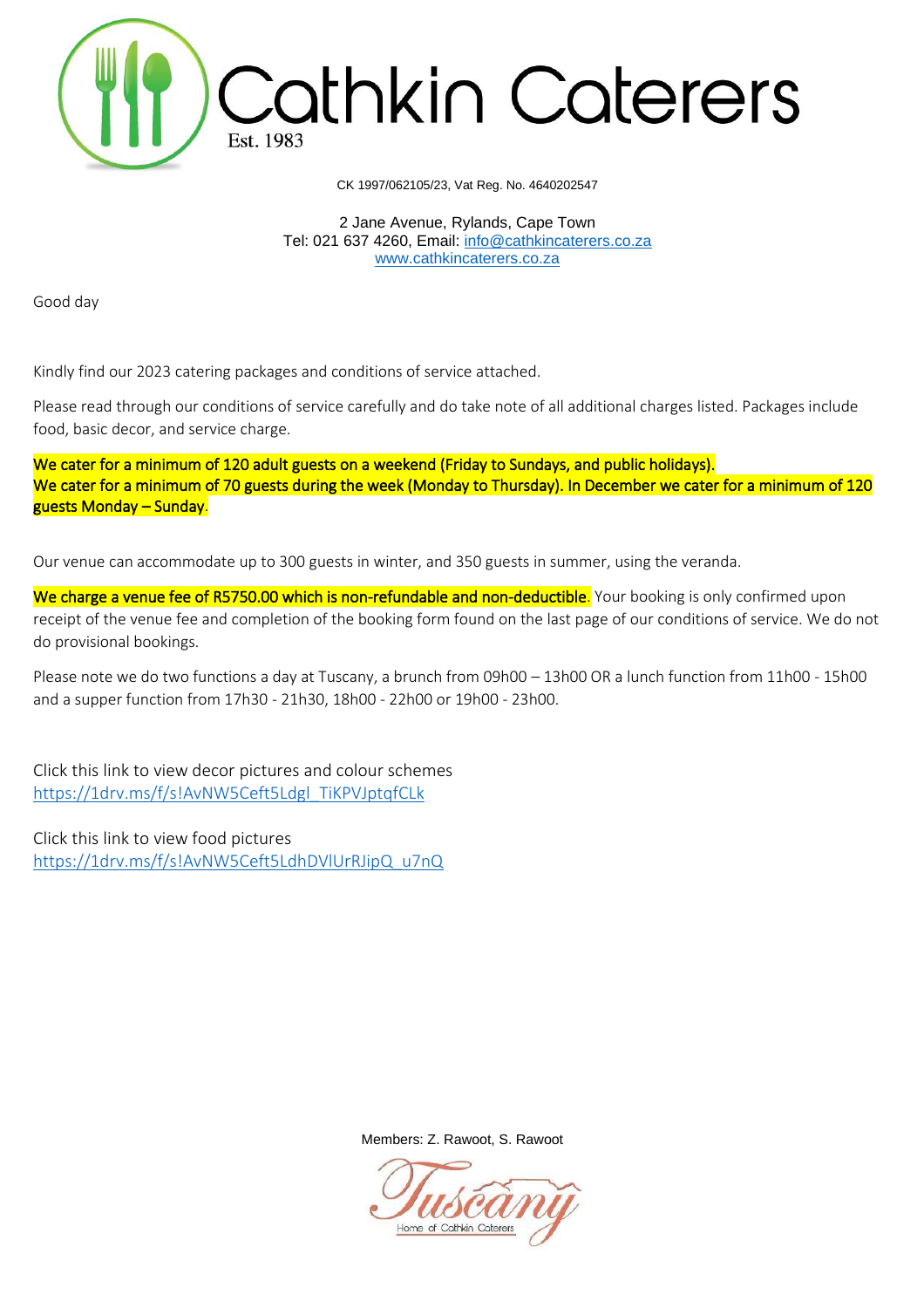# Cathkin Caterers

Est. 1983

CK 1997/062105/23, Vat Reg. No. 4640202547

2 Jane Avenue, Rylands, Cape Town
Tel: 021 637 4260, Email: [info@cathkincaterers.co.za](mailto:info@cathkincaterers.co.za)
[www.cathkincaterers.co.za](http://www.cathkincaterers.co.za)

Good day

Kindly find our 2023 catering packages and conditions of service attached.

Please read through our conditions of service carefully and do take note of all additional charges listed. Packages include food, basic decor, and service charge.

**We cater for a minimum of 120 adult guests on a weekend (Friday to Sundays, and public holidays).**
**We cater for a minimum of 70 guests during the week (Monday to Thursday). In December we cater for a minimum of 120 guests Monday – Sunday.**

Our venue can accommodate up to 300 guests in winter, and 350 guests in summer, using the veranda.

**We charge a venue fee of R5750.00 which is non-refundable and non-deductible.** Your booking is only confirmed upon receipt of the venue fee and completion of the booking form found on the last page of our conditions of service. We do not do provisional bookings.

Please note we do two functions a day at Tuscany, a brunch from 09h00 – 13h00 OR a lunch function from 11h00 - 15h00 and a supper function from 17h30 - 21h30, 18h00 - 22h00 or 19h00 - 23h00.

Click this link to view decor pictures and colour schemes
[https://1drv.ms/f/s!AvNW5Ceft5Ldgl_TiKPVJptqfCLk](https://1drv.ms/f/s!AvNW5Ceft5Ldgl_TiKPVJptqfCLk)

Click this link to view food pictures
[https://1drv.ms/f/s!AvNW5Ceft5LdhDVlUrRJipQ_u7nQ](https://1drv.ms/f/s!AvNW5Ceft5LdhDVlUrRJipQ_u7nQ)

Members: Z. Rawoot, S. Rawoot

Tuscany
Home of Cathkin Caterers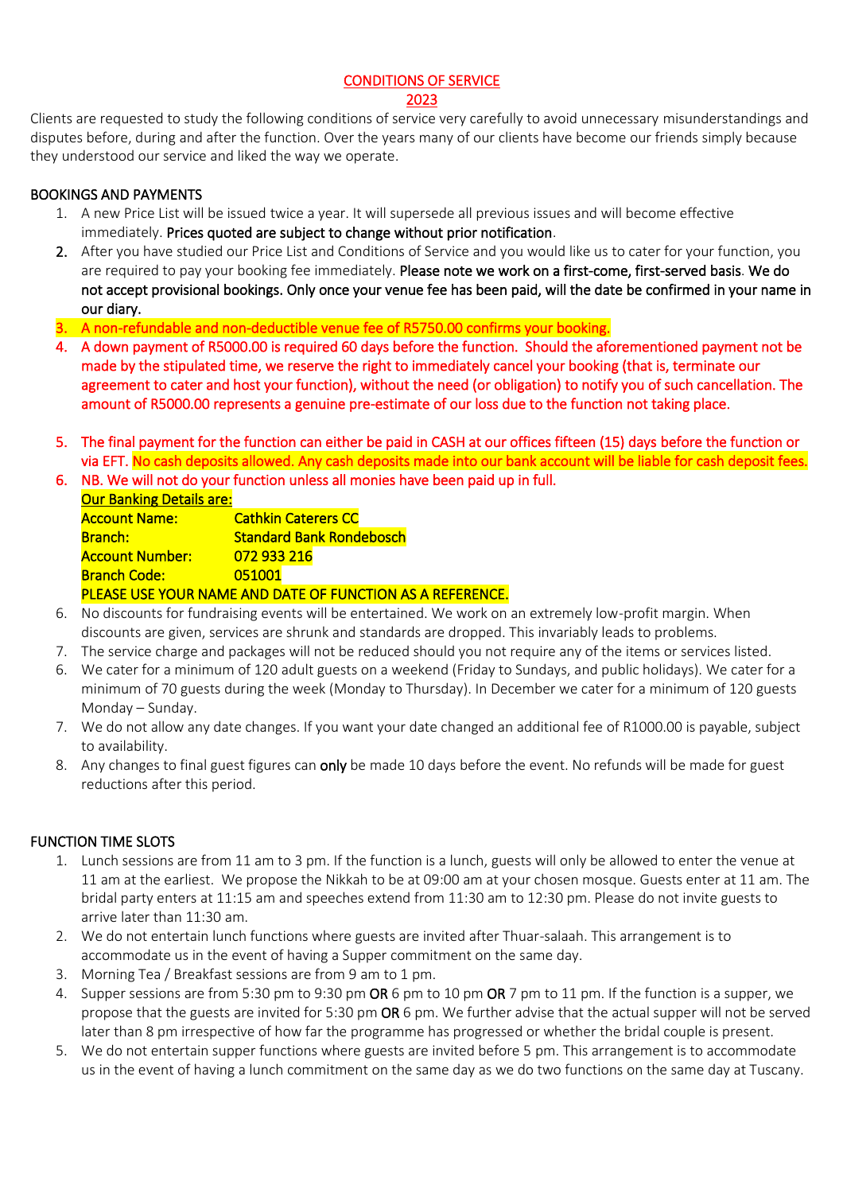# CONDITIONS OF SERVICE
## 2023

Clients are requested to study the following conditions of service very carefully to avoid unnecessary misunderstandings and disputes before, during and after the function. Over the years many of our clients have become our friends simply because they understood our service and liked the way we operate.

### BOOKINGS AND PAYMENTS

1. A new Price List will be issued twice a year. It will supersede all previous issues and will become effective immediately. Prices quoted are subject to change without prior notification.
2. After you have studied our Price List and Conditions of Service and you would like us to cater for your function, you are required to pay your booking fee immediately. Please note we work on a first-come, first-served basis. We do not accept provisional bookings. Only once your venue fee has been paid, will the date be confirmed in your name in our diary.
3. A non-refundable and non-deductible venue fee of R5750.00 confirms your booking.
4. A down payment of R5000.00 is required 60 days before the function. Should the aforementioned payment not be made by the stipulated time, we reserve the right to immediately cancel your booking (that is, terminate our agreement to cater and host your function), without the need (or obligation) to notify you of such cancellation. The amount of R5000.00 represents a genuine pre-estimate of our loss due to the function not taking place.
5. The final payment for the function can either be paid in CASH at our offices fifteen (15) days before the function or via EFT. No cash deposits allowed. Any cash deposits made into our bank account will be liable for cash deposit fees.
6. NB. We will not do your function unless all monies have been paid up in full.

   Our Banking Details are:

   | | |
   |---|---|
   | Account Name: | Cathkin Caterers CC |
   | Branch: | Standard Bank Rondebosch |
   | Account Number: | 072 933 216 |
   | Branch Code: | 051001 |

   PLEASE USE YOUR NAME AND DATE OF FUNCTION AS A REFERENCE.

6. No discounts for fundraising events will be entertained. We work on an extremely low-profit margin. When discounts are given, services are shrunk and standards are dropped. This invariably leads to problems.
7. The service charge and packages will not be reduced should you not require any of the items or services listed.
6. We cater for a minimum of 120 adult guests on a weekend (Friday to Sundays, and public holidays). We cater for a minimum of 70 guests during the week (Monday to Thursday). In December we cater for a minimum of 120 guests Monday – Sunday.
7. We do not allow any date changes. If you want your date changed an additional fee of R1000.00 is payable, subject to availability.
8. Any changes to final guest figures can **only** be made 10 days before the event. No refunds will be made for guest reductions after this period.

### FUNCTION TIME SLOTS

1. Lunch sessions are from 11 am to 3 pm. If the function is a lunch, guests will only be allowed to enter the venue at 11 am at the earliest. We propose the Nikkah to be at 09:00 am at your chosen mosque. Guests enter at 11 am. The bridal party enters at 11:15 am and speeches extend from 11:30 am to 12:30 pm. Please do not invite guests to arrive later than 11:30 am.
2. We do not entertain lunch functions where guests are invited after Thuar-salaah. This arrangement is to accommodate us in the event of having a Supper commitment on the same day.
3. Morning Tea / Breakfast sessions are from 9 am to 1 pm.
4. Supper sessions are from 5:30 pm to 9:30 pm **OR** 6 pm to 10 pm **OR** 7 pm to 11 pm. If the function is a supper, we propose that the guests are invited for 5:30 pm **OR** 6 pm. We further advise that the actual supper will not be served later than 8 pm irrespective of how far the programme has progressed or whether the bridal couple is present.
5. We do not entertain supper functions where guests are invited before 5 pm. This arrangement is to accommodate us in the event of having a lunch commitment on the same day as we do two functions on the same day at Tuscany.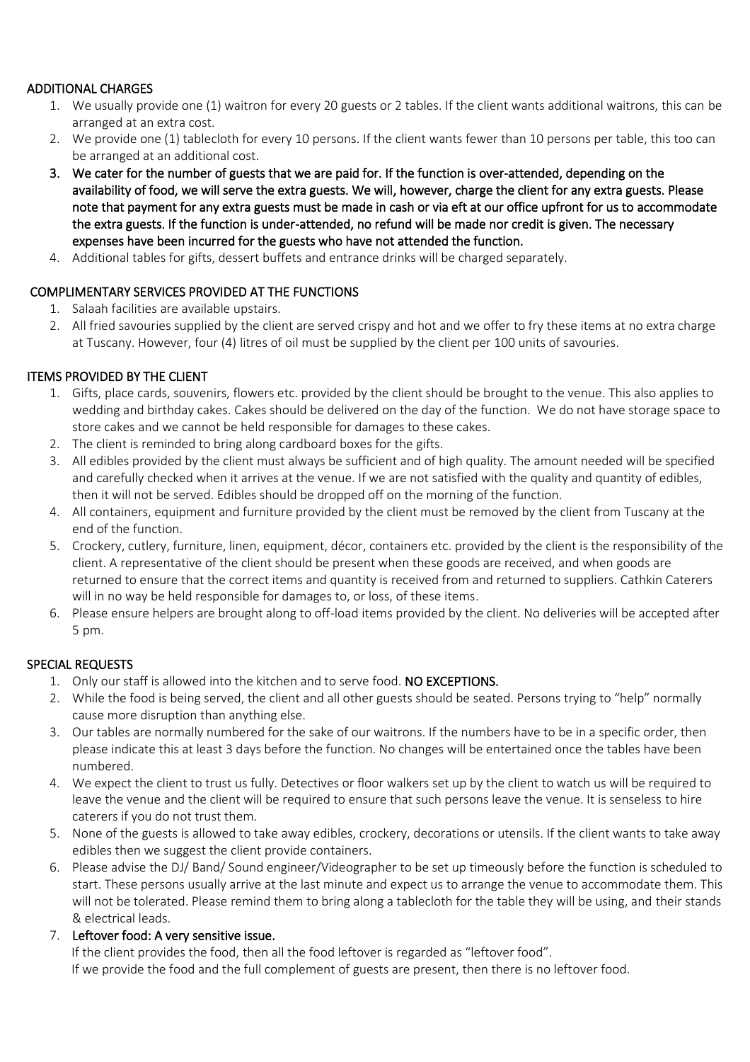## ADDITIONAL CHARGES

1. We usually provide one (1) waitron for every 20 guests or 2 tables. If the client wants additional waitrons, this can be arranged at an extra cost.
2. We provide one (1) tablecloth for every 10 persons. If the client wants fewer than 10 persons per table, this too can be arranged at an additional cost.
3. **We cater for the number of guests that we are paid for. If the function is over-attended, depending on the availability of food, we will serve the extra guests. We will, however, charge the client for any extra guests. Please note that payment for any extra guests must be made in cash or via eft at our office upfront for us to accommodate the extra guests. If the function is under-attended, no refund will be made nor credit is given. The necessary expenses have been incurred for the guests who have not attended the function.**
4. Additional tables for gifts, dessert buffets and entrance drinks will be charged separately.

## COMPLIMENTARY SERVICES PROVIDED AT THE FUNCTIONS

1. Salaah facilities are available upstairs.
2. All fried savouries supplied by the client are served crispy and hot and we offer to fry these items at no extra charge at Tuscany. However, four (4) litres of oil must be supplied by the client per 100 units of savouries.

## ITEMS PROVIDED BY THE CLIENT

1. Gifts, place cards, souvenirs, flowers etc. provided by the client should be brought to the venue. This also applies to wedding and birthday cakes. Cakes should be delivered on the day of the function. We do not have storage space to store cakes and we cannot be held responsible for damages to these cakes.
2. The client is reminded to bring along cardboard boxes for the gifts.
3. All edibles provided by the client must always be sufficient and of high quality. The amount needed will be specified and carefully checked when it arrives at the venue. If we are not satisfied with the quality and quantity of edibles, then it will not be served. Edibles should be dropped off on the morning of the function.
4. All containers, equipment and furniture provided by the client must be removed by the client from Tuscany at the end of the function.
5. Crockery, cutlery, furniture, linen, equipment, décor, containers etc. provided by the client is the responsibility of the client. A representative of the client should be present when these goods are received, and when goods are returned to ensure that the correct items and quantity is received from and returned to suppliers. Cathkin Caterers will in no way be held responsible for damages to, or loss, of these items.
6. Please ensure helpers are brought along to off-load items provided by the client. No deliveries will be accepted after 5 pm.

## SPECIAL REQUESTS

1. Only our staff is allowed into the kitchen and to serve food. **NO EXCEPTIONS.**
2. While the food is being served, the client and all other guests should be seated. Persons trying to "help" normally cause more disruption than anything else.
3. Our tables are normally numbered for the sake of our waitrons. If the numbers have to be in a specific order, then please indicate this at least 3 days before the function. No changes will be entertained once the tables have been numbered.
4. We expect the client to trust us fully. Detectives or floor walkers set up by the client to watch us will be required to leave the venue and the client will be required to ensure that such persons leave the venue. It is senseless to hire caterers if you do not trust them.
5. None of the guests is allowed to take away edibles, crockery, decorations or utensils. If the client wants to take away edibles then we suggest the client provide containers.
6. Please advise the DJ/ Band/ Sound engineer/Videographer to be set up timeously before the function is scheduled to start. These persons usually arrive at the last minute and expect us to arrange the venue to accommodate them. This will not be tolerated. Please remind them to bring along a tablecloth for the table they will be using, and their stands & electrical leads.
7. **Leftover food: A very sensitive issue.**
   If the client provides the food, then all the food leftover is regarded as "leftover food".
   If we provide the food and the full complement of guests are present, then there is no leftover food.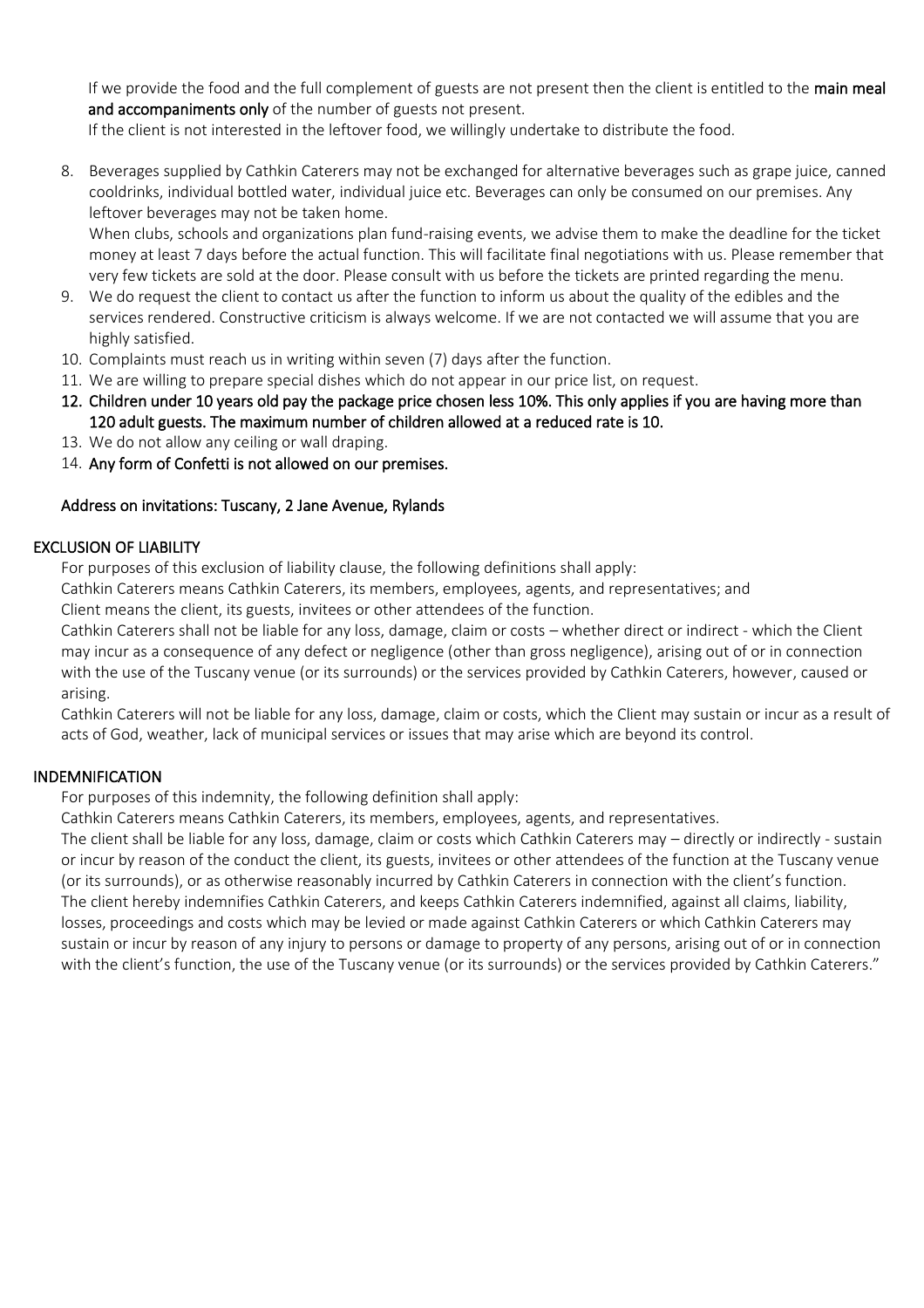If we provide the food and the full complement of guests are not present then the client is entitled to the **main meal and accompaniments only** of the number of guests not present.

If the client is not interested in the leftover food, we willingly undertake to distribute the food.

8. Beverages supplied by Cathkin Caterers may not be exchanged for alternative beverages such as grape juice, canned cooldrinks, individual bottled water, individual juice etc. Beverages can only be consumed on our premises. Any leftover beverages may not be taken home.

   When clubs, schools and organizations plan fund-raising events, we advise them to make the deadline for the ticket money at least 7 days before the actual function. This will facilitate final negotiations with us. Please remember that very few tickets are sold at the door. Please consult with us before the tickets are printed regarding the menu.
9. We do request the client to contact us after the function to inform us about the quality of the edibles and the services rendered. Constructive criticism is always welcome. If we are not contacted we will assume that you are highly satisfied.
10. Complaints must reach us in writing within seven (7) days after the function.
11. We are willing to prepare special dishes which do not appear in our price list, on request.
12. **Children under 10 years old pay the package price chosen less 10%. This only applies if you are having more than 120 adult guests. The maximum number of children allowed at a reduced rate is 10.**
13. We do not allow any ceiling or wall draping.
14. **Any form of Confetti is not allowed on our premises.**

**Address on invitations: Tuscany, 2 Jane Avenue, Rylands**

## EXCLUSION OF LIABILITY

For purposes of this exclusion of liability clause, the following definitions shall apply:

Cathkin Caterers means Cathkin Caterers, its members, employees, agents, and representatives; and

Client means the client, its guests, invitees or other attendees of the function.

Cathkin Caterers shall not be liable for any loss, damage, claim or costs – whether direct or indirect - which the Client may incur as a consequence of any defect or negligence (other than gross negligence), arising out of or in connection with the use of the Tuscany venue (or its surrounds) or the services provided by Cathkin Caterers, however, caused or arising.

Cathkin Caterers will not be liable for any loss, damage, claim or costs, which the Client may sustain or incur as a result of acts of God, weather, lack of municipal services or issues that may arise which are beyond its control.

## INDEMNIFICATION

For purposes of this indemnity, the following definition shall apply:

Cathkin Caterers means Cathkin Caterers, its members, employees, agents, and representatives.

The client shall be liable for any loss, damage, claim or costs which Cathkin Caterers may – directly or indirectly - sustain or incur by reason of the conduct the client, its guests, invitees or other attendees of the function at the Tuscany venue (or its surrounds), or as otherwise reasonably incurred by Cathkin Caterers in connection with the client's function.

The client hereby indemnifies Cathkin Caterers, and keeps Cathkin Caterers indemnified, against all claims, liability, losses, proceedings and costs which may be levied or made against Cathkin Caterers or which Cathkin Caterers may sustain or incur by reason of any injury to persons or damage to property of any persons, arising out of or in connection with the client's function, the use of the Tuscany venue (or its surrounds) or the services provided by Cathkin Caterers."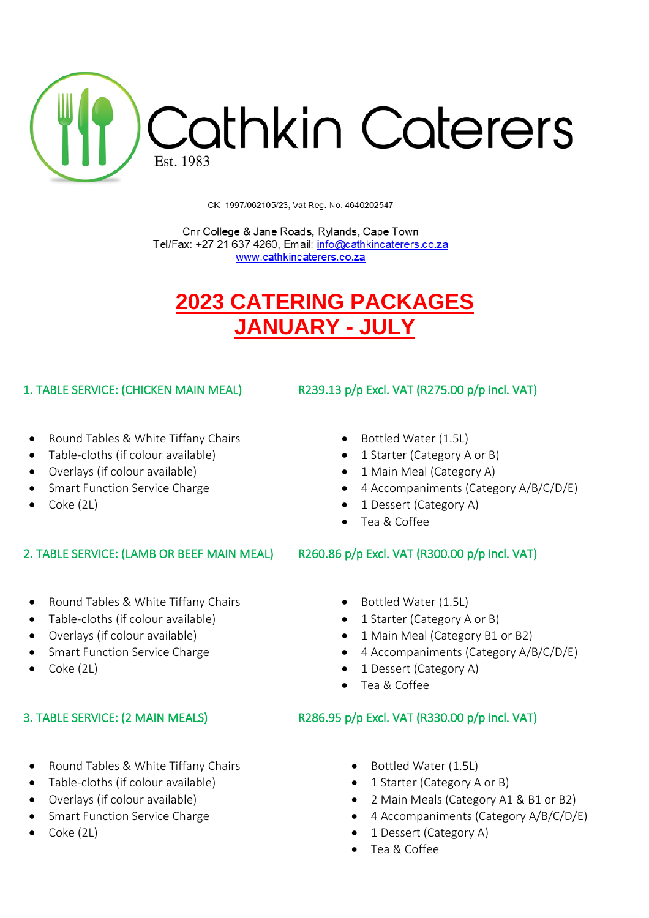# Cathkin Caterers

Est. 1983

CK 1997/062105/23, Vat Reg. No. 4640202547

Cnr College & Jane Roads, Rylands, Cape Town
Tel/Fax: +27 21 637 4260, Email: info@cathkincaterers.co.za
www.cathkincaterers.co.za

## 2023 CATERING PACKAGES JANUARY - JULY

### 1. TABLE SERVICE: (CHICKEN MAIN MEAL) — R239.13 p/p Excl. VAT (R275.00 p/p incl. VAT)

- Round Tables & White Tiffany Chairs
- Table-cloths (if colour available)
- Overlays (if colour available)
- Smart Function Service Charge
- Coke (2L)
- Bottled Water (1.5L)
- 1 Starter (Category A or B)
- 1 Main Meal (Category A)
- 4 Accompaniments (Category A/B/C/D/E)
- 1 Dessert (Category A)
- Tea & Coffee

### 2. TABLE SERVICE: (LAMB OR BEEF MAIN MEAL) — R260.86 p/p Excl. VAT (R300.00 p/p incl. VAT)

- Round Tables & White Tiffany Chairs
- Table-cloths (if colour available)
- Overlays (if colour available)
- Smart Function Service Charge
- Coke (2L)
- Bottled Water (1.5L)
- 1 Starter (Category A or B)
- 1 Main Meal (Category B1 or B2)
- 4 Accompaniments (Category A/B/C/D/E)
- 1 Dessert (Category A)
- Tea & Coffee

### 3. TABLE SERVICE: (2 MAIN MEALS) — R286.95 p/p Excl. VAT (R330.00 p/p incl. VAT)

- Round Tables & White Tiffany Chairs
- Table-cloths (if colour available)
- Overlays (if colour available)
- Smart Function Service Charge
- Coke (2L)
- Bottled Water (1.5L)
- 1 Starter (Category A or B)
- 2 Main Meals (Category A1 & B1 or B2)
- 4 Accompaniments (Category A/B/C/D/E)
- 1 Dessert (Category A)
- Tea & Coffee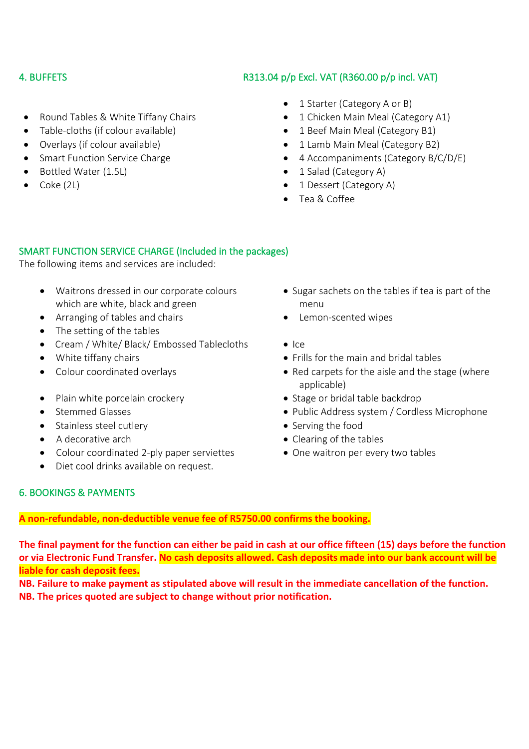## 4. BUFFETS

**R313.04 p/p Excl. VAT (R360.00 p/p incl. VAT)**

- Round Tables & White Tiffany Chairs
- Table-cloths (if colour available)
- Overlays (if colour available)
- Smart Function Service Charge
- Bottled Water (1.5L)
- Coke (2L)

- 1 Starter (Category A or B)
- 1 Chicken Main Meal (Category A1)
- 1 Beef Main Meal (Category B1)
- 1 Lamb Main Meal (Category B2)
- 4 Accompaniments (Category B/C/D/E)
- 1 Salad (Category A)
- 1 Dessert (Category A)
- Tea & Coffee

## SMART FUNCTION SERVICE CHARGE (Included in the packages)

The following items and services are included:

- Waitrons dressed in our corporate colours which are white, black and green
- Arranging of tables and chairs
- The setting of the tables
- Cream / White/ Black/ Embossed Tablecloths
- White tiffany chairs
- Colour coordinated overlays
- Plain white porcelain crockery
- Stemmed Glasses
- Stainless steel cutlery
- A decorative arch
- Colour coordinated 2-ply paper serviettes
- Diet cool drinks available on request.
- Sugar sachets on the tables if tea is part of the menu
- Lemon-scented wipes
- Ice
- Frills for the main and bridal tables
- Red carpets for the aisle and the stage (where applicable)
- Stage or bridal table backdrop
- Public Address system / Cordless Microphone
- Serving the food
- Clearing of the tables
- One waitron per every two tables

## 6. BOOKINGS & PAYMENTS

**A non-refundable, non-deductible venue fee of R5750.00 confirms the booking.**

**The final payment for the function can either be paid in cash at our office fifteen (15) days before the function or via Electronic Fund Transfer. No cash deposits allowed. Cash deposits made into our bank account will be liable for cash deposit fees.**

**NB. Failure to make payment as stipulated above will result in the immediate cancellation of the function.**

**NB. The prices quoted are subject to change without prior notification.**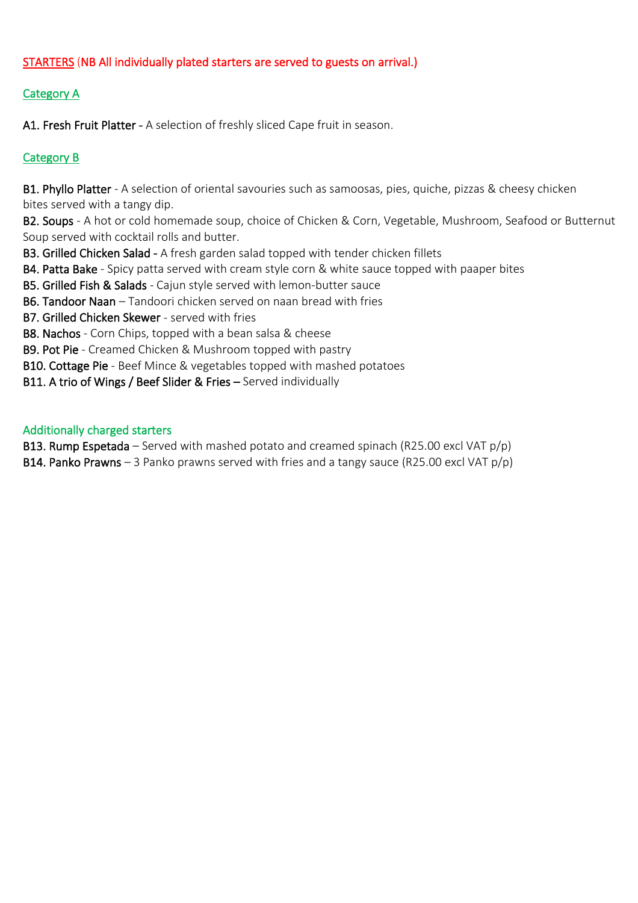## STARTERS (NB All individually plated starters are served to guests on arrival.)

### Category A

**A1. Fresh Fruit Platter -** A selection of freshly sliced Cape fruit in season.

### Category B

**B1. Phyllo Platter** - A selection of oriental savouries such as samoosas, pies, quiche, pizzas & cheesy chicken bites served with a tangy dip.
**B2. Soups** - A hot or cold homemade soup, choice of Chicken & Corn, Vegetable, Mushroom, Seafood or Butternut Soup served with cocktail rolls and butter.
**B3. Grilled Chicken Salad -** A fresh garden salad topped with tender chicken fillets
**B4. Patta Bake** - Spicy patta served with cream style corn & white sauce topped with paaper bites
**B5. Grilled Fish & Salads** - Cajun style served with lemon-butter sauce
**B6. Tandoor Naan** – Tandoori chicken served on naan bread with fries
**B7. Grilled Chicken Skewer** - served with fries
**B8. Nachos** - Corn Chips, topped with a bean salsa & cheese
**B9. Pot Pie** - Creamed Chicken & Mushroom topped with pastry
**B10. Cottage Pie** - Beef Mince & vegetables topped with mashed potatoes
**B11. A trio of Wings / Beef Slider & Fries –** Served individually

### Additionally charged starters

**B13. Rump Espetada** – Served with mashed potato and creamed spinach (R25.00 excl VAT p/p)
**B14. Panko Prawns** – 3 Panko prawns served with fries and a tangy sauce (R25.00 excl VAT p/p)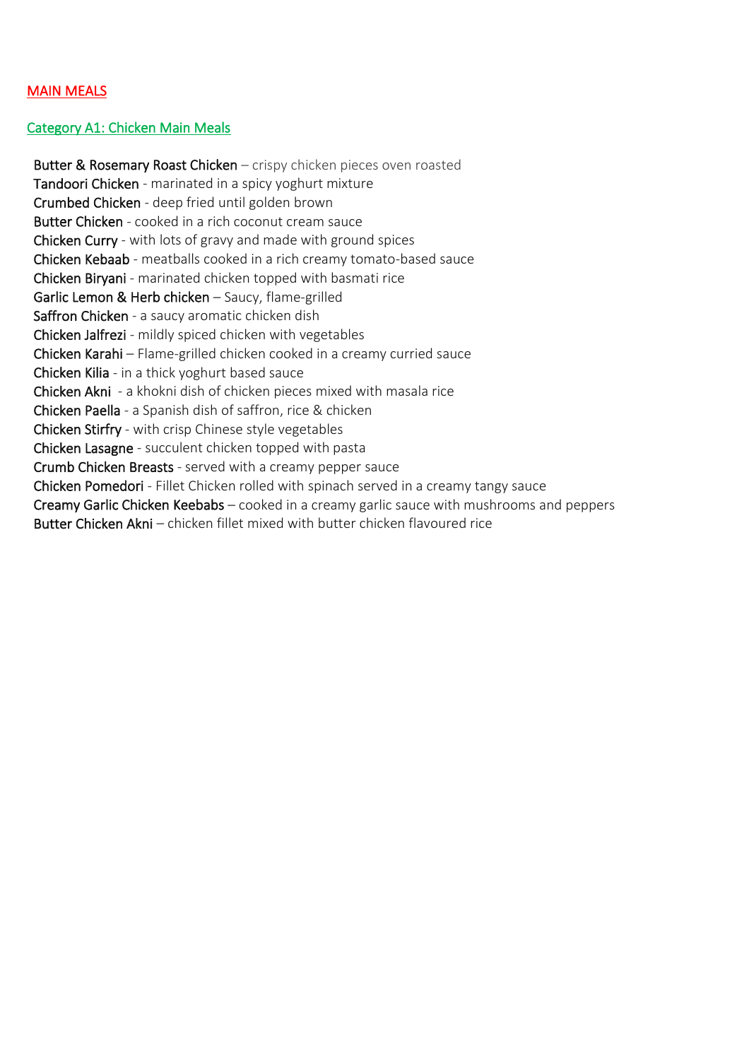## MAIN MEALS

### Category A1: Chicken Main Meals

Butter & Rosemary Roast Chicken – crispy chicken pieces oven roasted
Tandoori Chicken - marinated in a spicy yoghurt mixture
Crumbed Chicken - deep fried until golden brown
Butter Chicken - cooked in a rich coconut cream sauce
Chicken Curry - with lots of gravy and made with ground spices
Chicken Kebaab - meatballs cooked in a rich creamy tomato-based sauce
Chicken Biryani - marinated chicken topped with basmati rice
Garlic Lemon & Herb chicken – Saucy, flame-grilled
Saffron Chicken - a saucy aromatic chicken dish
Chicken Jalfrezi - mildly spiced chicken with vegetables
Chicken Karahi – Flame-grilled chicken cooked in a creamy curried sauce
Chicken Kilia - in a thick yoghurt based sauce
Chicken Akni - a khokni dish of chicken pieces mixed with masala rice
Chicken Paella - a Spanish dish of saffron, rice & chicken
Chicken Stirfry - with crisp Chinese style vegetables
Chicken Lasagne - succulent chicken topped with pasta
Crumb Chicken Breasts - served with a creamy pepper sauce
Chicken Pomedori - Fillet Chicken rolled with spinach served in a creamy tangy sauce
Creamy Garlic Chicken Keebabs – cooked in a creamy garlic sauce with mushrooms and peppers
Butter Chicken Akni – chicken fillet mixed with butter chicken flavoured rice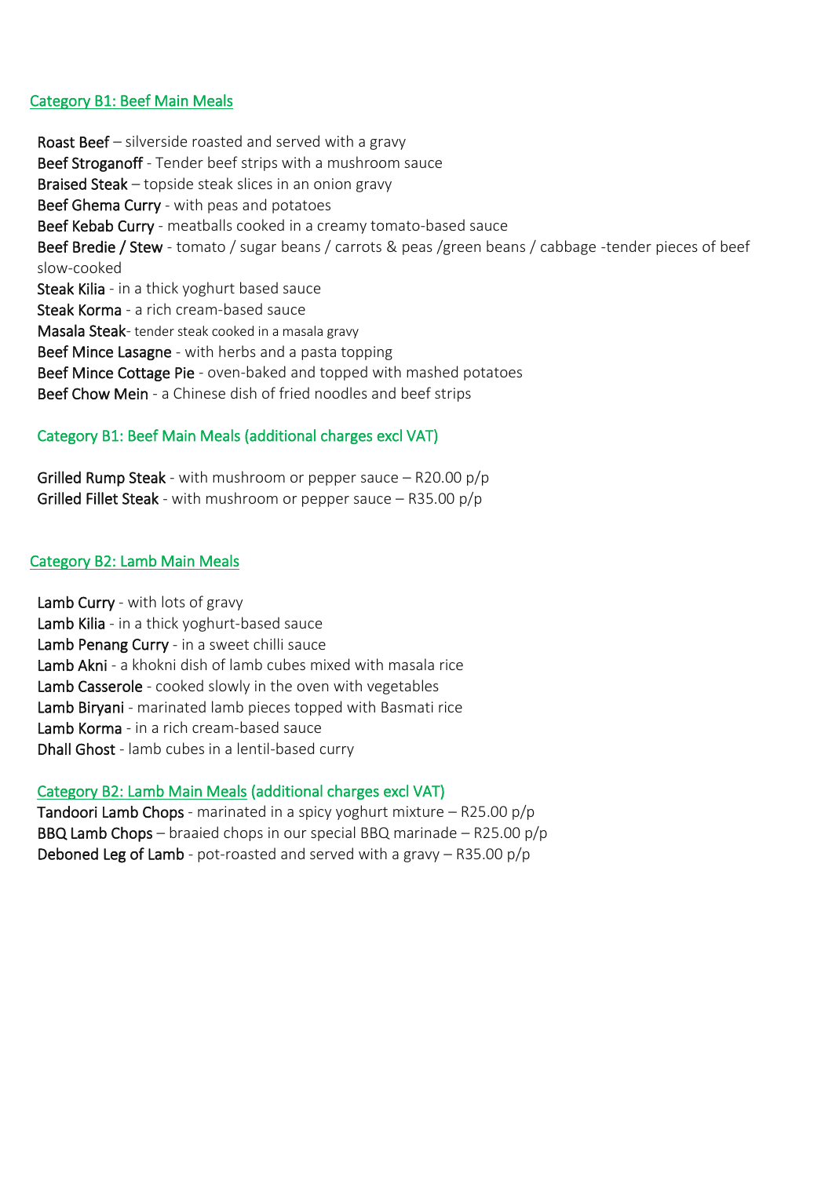## Category B1: Beef Main Meals

**Roast Beef** – silverside roasted and served with a gravy
**Beef Stroganoff** - Tender beef strips with a mushroom sauce
**Braised Steak** – topside steak slices in an onion gravy
**Beef Ghema Curry** - with peas and potatoes
**Beef Kebab Curry** - meatballs cooked in a creamy tomato-based sauce
**Beef Bredie / Stew** - tomato / sugar beans / carrots & peas /green beans / cabbage -tender pieces of beef slow-cooked
**Steak Kilia** - in a thick yoghurt based sauce
**Steak Korma** - a rich cream-based sauce
**Masala Steak**- tender steak cooked in a masala gravy
**Beef Mince Lasagne** - with herbs and a pasta topping
**Beef Mince Cottage Pie** - oven-baked and topped with mashed potatoes
**Beef Chow Mein** - a Chinese dish of fried noodles and beef strips

### Category B1: Beef Main Meals (additional charges excl VAT)

**Grilled Rump Steak** - with mushroom or pepper sauce – R20.00 p/p
**Grilled Fillet Steak** - with mushroom or pepper sauce – R35.00 p/p

## Category B2: Lamb Main Meals

**Lamb Curry** - with lots of gravy
**Lamb Kilia** - in a thick yoghurt-based sauce
**Lamb Penang Curry** - in a sweet chilli sauce
**Lamb Akni** - a khokni dish of lamb cubes mixed with masala rice
**Lamb Casserole** - cooked slowly in the oven with vegetables
**Lamb Biryani** - marinated lamb pieces topped with Basmati rice
**Lamb Korma** - in a rich cream-based sauce
**Dhall Ghost** - lamb cubes in a lentil-based curry

### Category B2: Lamb Main Meals (additional charges excl VAT)

**Tandoori Lamb Chops** - marinated in a spicy yoghurt mixture – R25.00 p/p
**BBQ Lamb Chops** – braaied chops in our special BBQ marinade – R25.00 p/p
**Deboned Leg of Lamb** - pot-roasted and served with a gravy – R35.00 p/p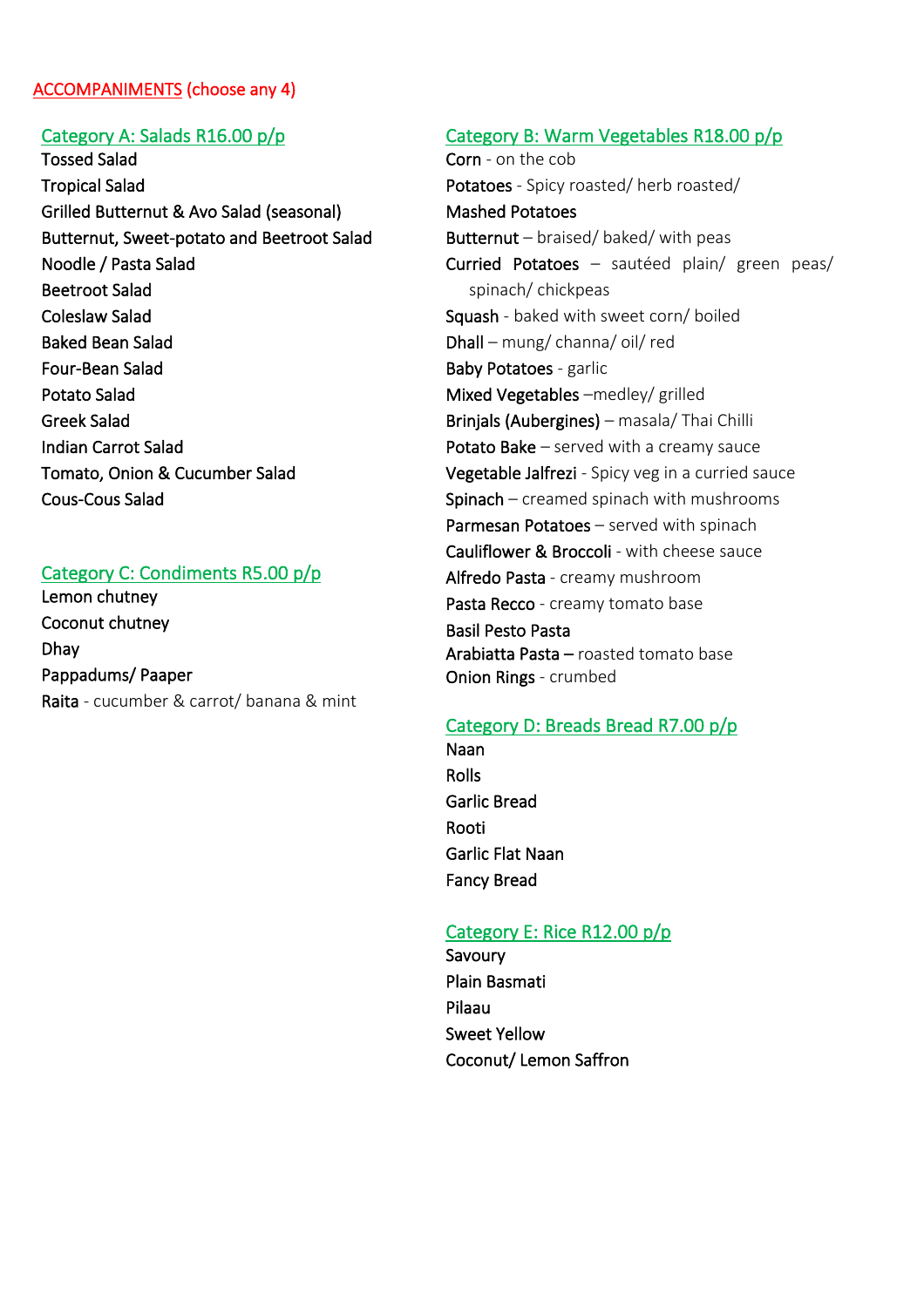## ACCOMPANIMENTS (choose any 4)

### Category A: Salads R16.00 p/p

Tossed Salad
Tropical Salad
Grilled Butternut & Avo Salad (seasonal)
Butternut, Sweet-potato and Beetroot Salad
Noodle / Pasta Salad
Beetroot Salad
Coleslaw Salad
Baked Bean Salad
Four-Bean Salad
Potato Salad
Greek Salad
Indian Carrot Salad
Tomato, Onion & Cucumber Salad
Cous-Cous Salad

### Category C: Condiments R5.00 p/p

Lemon chutney
Coconut chutney
Dhay
Pappadums/ Paaper
Raita - cucumber & carrot/ banana & mint

### Category B: Warm Vegetables R18.00 p/p

Corn - on the cob
Potatoes - Spicy roasted/ herb roasted/
Mashed Potatoes
Butternut – braised/ baked/ with peas
Curried Potatoes – sautéed plain/ green peas/ spinach/ chickpeas
Squash - baked with sweet corn/ boiled
Dhall – mung/ channa/ oil/ red
Baby Potatoes - garlic
Mixed Vegetables –medley/ grilled
Brinjals (Aubergines) – masala/ Thai Chilli
Potato Bake – served with a creamy sauce
Vegetable Jalfrezi - Spicy veg in a curried sauce
Spinach – creamed spinach with mushrooms
Parmesan Potatoes – served with spinach
Cauliflower & Broccoli - with cheese sauce
Alfredo Pasta - creamy mushroom
Pasta Recco - creamy tomato base
Basil Pesto Pasta
Arabiatta Pasta – roasted tomato base
Onion Rings - crumbed

### Category D: Breads Bread R7.00 p/p

Naan
Rolls
Garlic Bread
Rooti
Garlic Flat Naan
Fancy Bread

### Category E: Rice R12.00 p/p

Savoury
Plain Basmati
Pilaau
Sweet Yellow
Coconut/ Lemon Saffron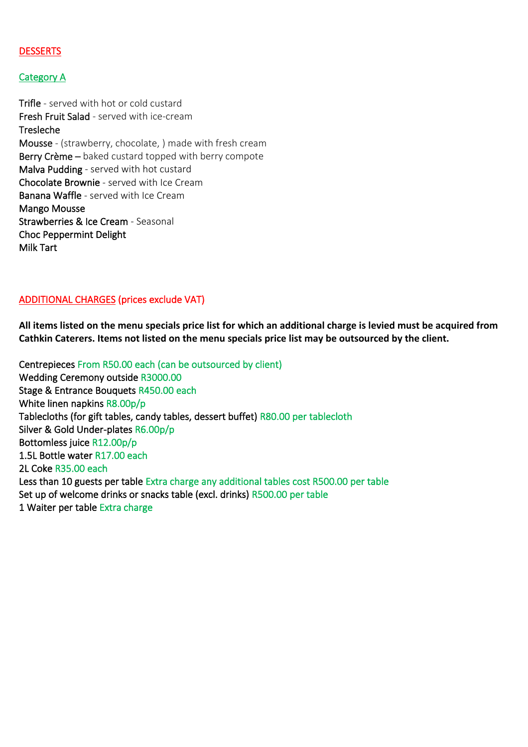## DESSERTS

### Category A

**Trifle** - served with hot or cold custard
**Fresh Fruit Salad** - served with ice-cream
**Tresleche**
**Mousse** - (strawberry, chocolate, ) made with fresh cream
**Berry Crème –** baked custard topped with berry compote
**Malva Pudding** - served with hot custard
**Chocolate Brownie** - served with Ice Cream
**Banana Waffle** - served with Ice Cream
**Mango Mousse**
**Strawberries & Ice Cream** - Seasonal
**Choc Peppermint Delight**
**Milk Tart**

## ADDITIONAL CHARGES (prices exclude VAT)

**All items listed on the menu specials price list for which an additional charge is levied must be acquired from Cathkin Caterers. Items not listed on the menu specials price list may be outsourced by the client.**

Centrepieces From R50.00 each (can be outsourced by client)
Wedding Ceremony outside R3000.00
Stage & Entrance Bouquets R450.00 each
White linen napkins R8.00p/p
Tablecloths (for gift tables, candy tables, dessert buffet) R80.00 per tablecloth
Silver & Gold Under-plates R6.00p/p
Bottomless juice R12.00p/p
1.5L Bottle water R17.00 each
2L Coke R35.00 each
Less than 10 guests per table Extra charge any additional tables cost R500.00 per table
Set up of welcome drinks or snacks table (excl. drinks) R500.00 per table
1 Waiter per table Extra charge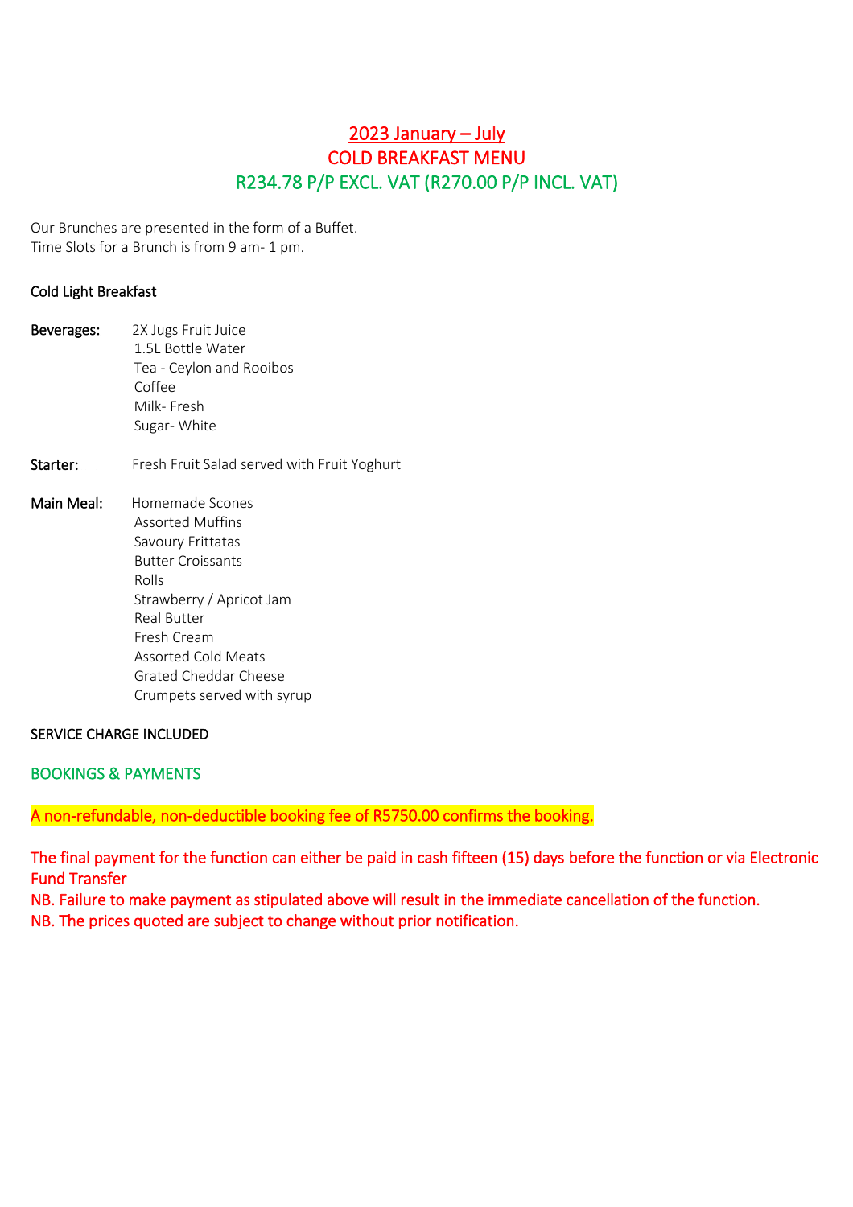# 2023 January – July
# COLD BREAKFAST MENU
## R234.78 P/P EXCL. VAT (R270.00 P/P INCL. VAT)

Our Brunches are presented in the form of a Buffet.
Time Slots for a Brunch is from 9 am- 1 pm.

**Cold Light Breakfast**

**Beverages:**
- 2X Jugs Fruit Juice
- 1.5L Bottle Water
- Tea - Ceylon and Rooibos
- Coffee
- Milk- Fresh
- Sugar- White

**Starter:** Fresh Fruit Salad served with Fruit Yoghurt

**Main Meal:**
- Homemade Scones
- Assorted Muffins
- Savoury Frittatas
- Butter Croissants
- Rolls
- Strawberry / Apricot Jam
- Real Butter
- Fresh Cream
- Assorted Cold Meats
- Grated Cheddar Cheese
- Crumpets served with syrup

SERVICE CHARGE INCLUDED

BOOKINGS & PAYMENTS

A non-refundable, non-deductible booking fee of R5750.00 confirms the booking.

The final payment for the function can either be paid in cash fifteen (15) days before the function or via Electronic Fund Transfer

NB. Failure to make payment as stipulated above will result in the immediate cancellation of the function.

NB. The prices quoted are subject to change without prior notification.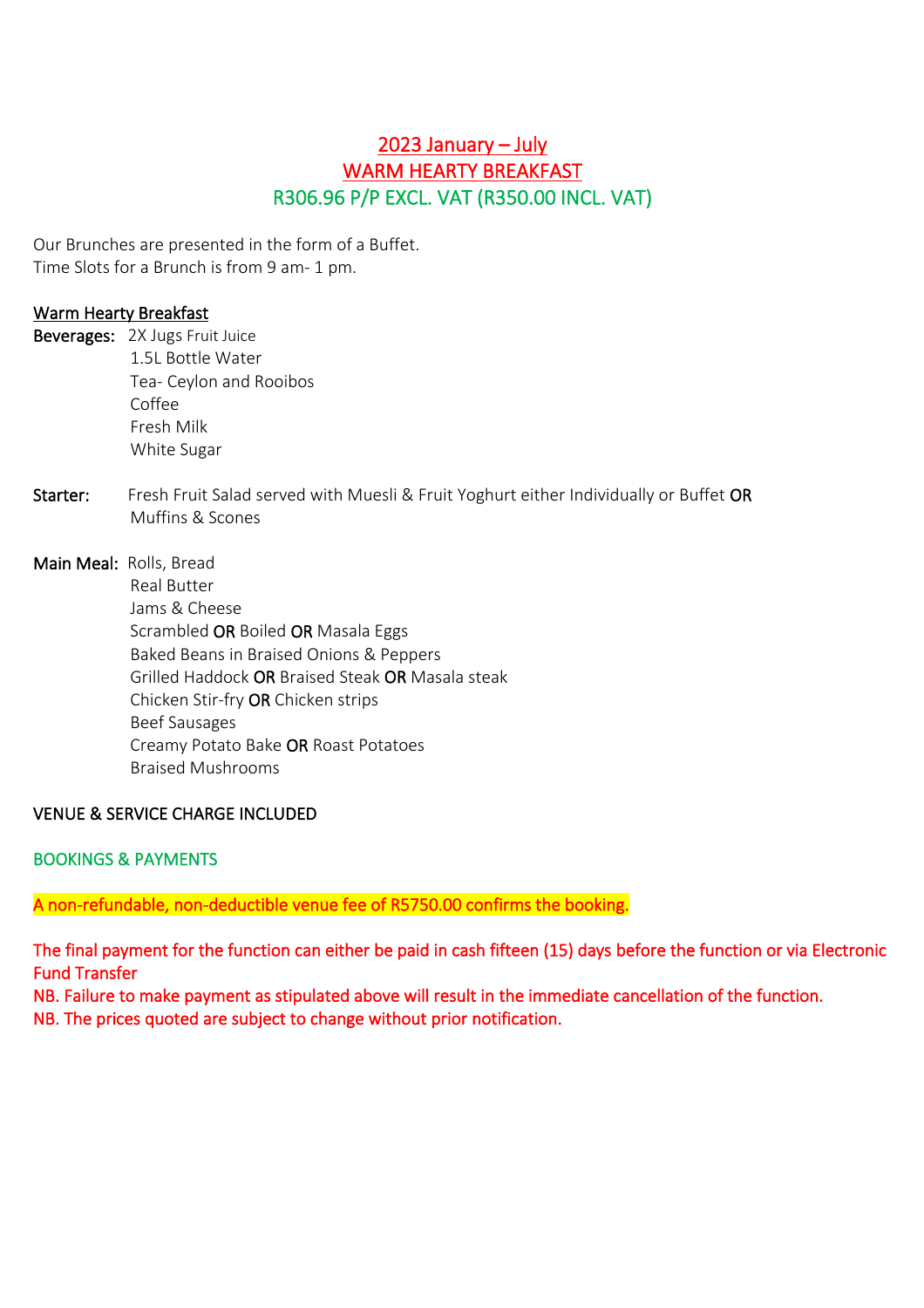# 2023 January – July
# WARM HEARTY BREAKFAST
## R306.96 P/P EXCL. VAT (R350.00 INCL. VAT)

Our Brunches are presented in the form of a Buffet.
Time Slots for a Brunch is from 9 am- 1 pm.

### Warm Hearty Breakfast

**Beverages:**
- 2X Jugs Fruit Juice
- 1.5L Bottle Water
- Tea- Ceylon and Rooibos
- Coffee
- Fresh Milk
- White Sugar

**Starter:** Fresh Fruit Salad served with Muesli & Fruit Yoghurt either Individually or Buffet **OR** Muffins & Scones

**Main Meal:**
- Rolls, Bread
- Real Butter
- Jams & Cheese
- Scrambled **OR** Boiled **OR** Masala Eggs
- Baked Beans in Braised Onions & Peppers
- Grilled Haddock **OR** Braised Steak **OR** Masala steak
- Chicken Stir-fry **OR** Chicken strips
- Beef Sausages
- Creamy Potato Bake **OR** Roast Potatoes
- Braised Mushrooms

VENUE & SERVICE CHARGE INCLUDED

### BOOKINGS & PAYMENTS

A non-refundable, non-deductible venue fee of R5750.00 confirms the booking.

The final payment for the function can either be paid in cash fifteen (15) days before the function or via Electronic Fund Transfer

NB. Failure to make payment as stipulated above will result in the immediate cancellation of the function.

NB. The prices quoted are subject to change without prior notification.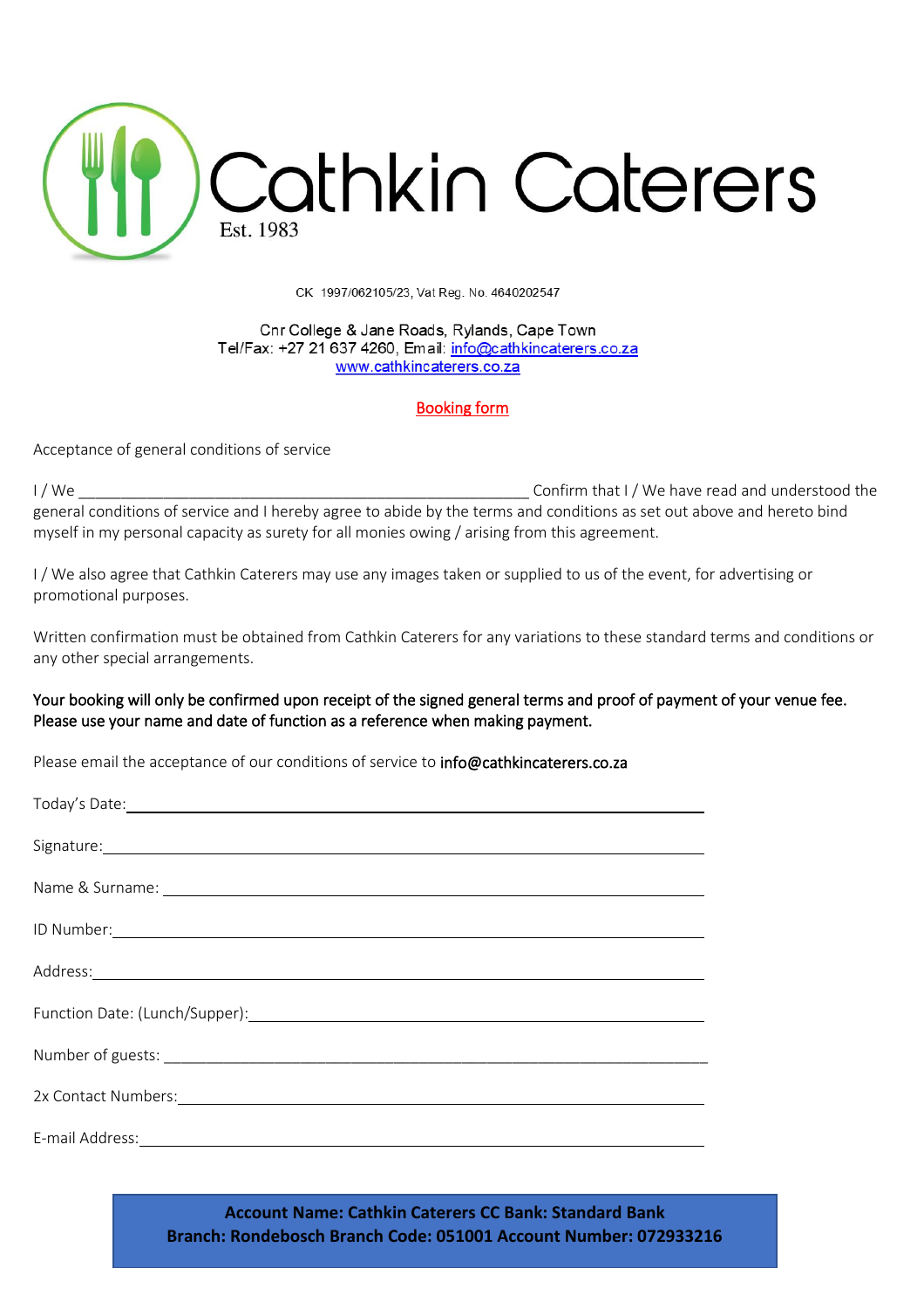# Cathkin Caterers

Est. 1983

CK 1997/062105/23, Vat Reg. No. 4640202547

Cnr College & Jane Roads, Rylands, Cape Town
Tel/Fax: +27 21 637 4260, Email: info@cathkincaterers.co.za
www.cathkincaterers.co.za

## Booking form

Acceptance of general conditions of service

I / We ______________________________________________________ Confirm that I / We have read and understood the general conditions of service and I hereby agree to abide by the terms and conditions as set out above and hereto bind myself in my personal capacity as surety for all monies owing / arising from this agreement.

I / We also agree that Cathkin Caterers may use any images taken or supplied to us of the event, for advertising or promotional purposes.

Written confirmation must be obtained from Cathkin Caterers for any variations to these standard terms and conditions or any other special arrangements.

**Your booking will only be confirmed upon receipt of the signed general terms and proof of payment of your venue fee. Please use your name and date of function as a reference when making payment.**

Please email the acceptance of our conditions of service to info@cathkincaterers.co.za

Today's Date: ______________________________________________

Signature: ______________________________________________

Name & Surname: ______________________________________________

ID Number: ______________________________________________

Address: ______________________________________________

Function Date: (Lunch/Supper): ______________________________________________

Number of guests: ______________________________________________

2x Contact Numbers: ______________________________________________

E-mail Address: ______________________________________________

**Account Name: Cathkin Caterers CC Bank: Standard Bank**
**Branch: Rondebosch Branch Code: 051001 Account Number: 072933216**